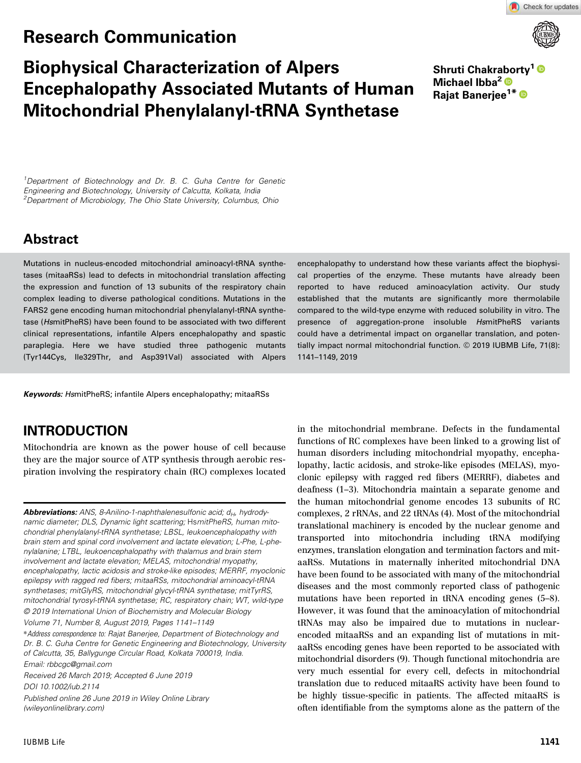## Research Communication

# Biophysical Characterization of Alpers Encephalopathy Associated Mutants of Human Mitochondrial Phenylalanyl-tRNA Synthetase

**Shruti Chakraborty**[1]
**Michael Ibba**[2]
**Rajat Banerjee**[1]*

[1]*Department of Biotechnology and Dr. B. C. Guha Centre for Genetic Engineering and Biotechnology, University of Calcutta, Kolkata, India*
[2]*Department of Microbiology, The Ohio State University, Columbus, Ohio*

## Abstract

Mutations in nucleus-encoded mitochondrial aminoacyl-tRNA synthetases (mitaaRSs) lead to defects in mitochondrial translation affecting the expression and function of 13 subunits of the respiratory chain complex leading to diverse pathological conditions. Mutations in the FARS2 gene encoding human mitochondrial phenylalanyl-tRNA synthetase (*Hs*mitPheRS) have been found to be associated with two different clinical representations, infantile Alpers encephalopathy and spastic paraplegia. Here we have studied three pathogenic mutants (Tyr144Cys, Ile329Thr, and Asp391Val) associated with Alpers encephalopathy to understand how these variants affect the biophysical properties of the enzyme. These mutants have already been reported to have reduced aminoacylation activity. Our study established that the mutants are significantly more thermolabile compared to the wild-type enzyme with reduced solubility in vitro. The presence of aggregation-prone insoluble *Hs*mitPheRS variants could have a detrimental impact on organellar translation, and potentially impact normal mitochondrial function. © 2019 IUBMB Life, 71(8): 1141–1149, 2019

***Keywords:*** *Hs*mitPheRS; infantile Alpers encephalopathy; mitaaRSs

## INTRODUCTION

Mitochondria are known as the power house of cell because they are the major source of ATP synthesis through aerobic respiration involving the respiratory chain (RC) complexes located in the mitochondrial membrane. Defects in the fundamental functions of RC complexes have been linked to a growing list of human disorders including mitochondrial myopathy, encephalopathy, lactic acidosis, and stroke-like episodes (MELAS), myoclonic epilepsy with ragged red fibers (MERRF), diabetes and deafness (1–3). Mitochondria maintain a separate genome and the human mitochondrial genome encodes 13 subunits of RC complexes, 2 rRNAs, and 22 tRNAs (4). Most of the mitochondrial translational machinery is encoded by the nuclear genome and transported into mitochondria including tRNA modifying enzymes, translation elongation and termination factors and mitaaRSs. Mutations in maternally inherited mitochondrial DNA have been found to be associated with many of the mitochondrial diseases and the most commonly reported class of pathogenic mutations have been reported in tRNA encoding genes (5–8). However, it was found that the aminoacylation of mitochondrial tRNAs may also be impaired due to mutations in nuclear-encoded mitaaRSs and an expanding list of mutations in mitaaRSs encoding genes have been reported to be associated with mitochondrial disorders (9). Though functional mitochondria are very much essential for every cell, defects in mitochondrial translation due to reduced mitaaRS activity have been found to be highly tissue-specific in patients. The affected mitaaRS is often identifiable from the symptoms alone as the pattern of the

---

***Abbreviations:*** *ANS, 8-Anilino-1-naphthalenesulfonic acid; $d_H$, hydrodynamic diameter; DLS, Dynamic light scattering;* HsmitPheRS*, human mitochondrial phenylalanyl-tRNA synthetase; LBSL, leukoencephalopathy with brain stem and spinal cord involvement and lactate elevation; L-Phe, L-phenylalanine; LTBL, leukoencephalopathy with thalamus and brain stem involvement and lactate elevation; MELAS, mitochondrial myopathy, encephalopathy, lactic acidosis and stroke-like episodes; MERRF, myoclonic epilepsy with ragged red fibers; mitaaRSs, mitochondrial aminoacyl-tRNA synthetases; mitGlyRS, mitochondrial glycyl-tRNA synthetase; mitTyrRS, mitochondrial tyrosyl-tRNA synthetase; RC, respiratory chain; WT, wild-type*

*© 2019 International Union of Biochemistry and Molecular Biology*
*Volume 71, Number 8, August 2019, Pages 1141–1149*
**Address correspondence to: Rajat Banerjee, Department of Biotechnology and Dr. B. C. Guha Centre for Genetic Engineering and Biotechnology, University of Calcutta, 35, Ballygunge Circular Road, Kolkata 700019, India.*
*Email: rbbcgc@gmail.com*
*Received 26 March 2019; Accepted 6 June 2019*
*DOI 10.1002/iub.2114*
*Published online 26 June 2019 in Wiley Online Library (wileyonlinelibrary.com)*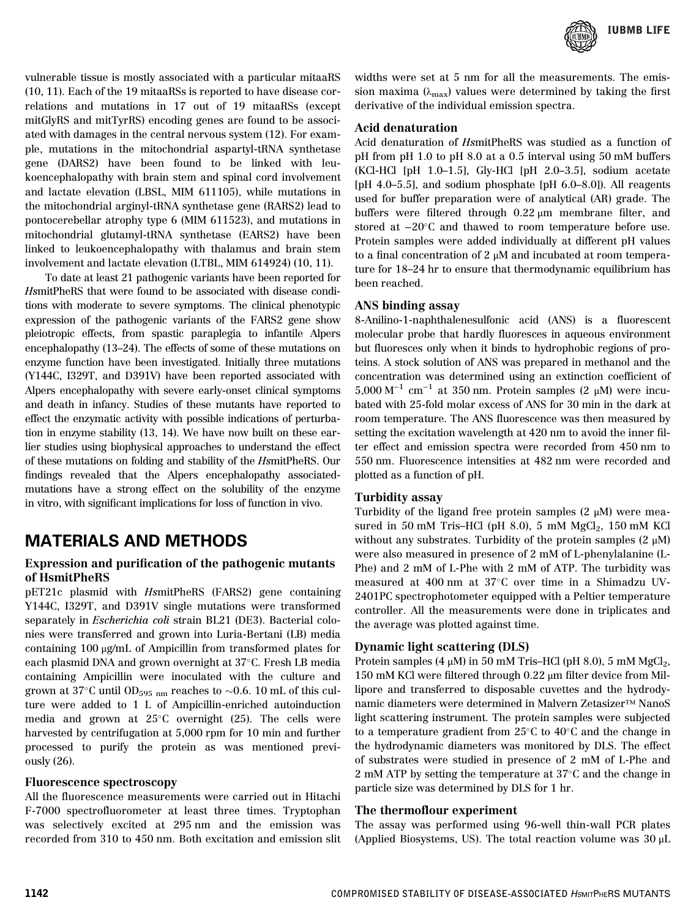vulnerable tissue is mostly associated with a particular mitaaRS (10, 11). Each of the 19 mitaaRSs is reported to have disease correlations and mutations in 17 out of 19 mitaaRSs (except mitGlyRS and mitTyrRS) encoding genes are found to be associated with damages in the central nervous system (12). For example, mutations in the mitochondrial aspartyl-tRNA synthetase gene (DARS2) have been found to be linked with leukoencephalopathy with brain stem and spinal cord involvement and lactate elevation (LBSL, MIM 611105), while mutations in the mitochondrial arginyl-tRNA synthetase gene (RARS2) lead to pontocerebellar atrophy type 6 (MIM 611523), and mutations in mitochondrial glutamyl-tRNA synthetase (EARS2) have been linked to leukoencephalopathy with thalamus and brain stem involvement and lactate elevation (LTBL, MIM 614924) (10, 11).

To date at least 21 pathogenic variants have been reported for *Hs*mitPheRS that were found to be associated with disease conditions with moderate to severe symptoms. The clinical phenotypic expression of the pathogenic variants of the FARS2 gene show pleiotropic effects, from spastic paraplegia to infantile Alpers encephalopathy (13–24). The effects of some of these mutations on enzyme function have been investigated. Initially three mutations (Y144C, I329T, and D391V) have been reported associated with Alpers encephalopathy with severe early-onset clinical symptoms and death in infancy. Studies of these mutants have reported to effect the enzymatic activity with possible indications of perturbation in enzyme stability (13, 14). We have now built on these earlier studies using biophysical approaches to understand the effect of these mutations on folding and stability of the *Hs*mitPheRS. Our findings revealed that the Alpers encephalopathy associated-mutations have a strong effect on the solubility of the enzyme in vitro, with significant implications for loss of function in vivo.

# MATERIALS AND METHODS

### Expression and purification of the pathogenic mutants of HsmitPheRS

pET21c plasmid with *Hs*mitPheRS (FARS2) gene containing Y144C, I329T, and D391V single mutations were transformed separately in *Escherichia coli* strain BL21 (DE3). Bacterial colonies were transferred and grown into Luria-Bertani (LB) media containing 100 μg/mL of Ampicillin from transformed plates for each plasmid DNA and grown overnight at 37°C. Fresh LB media containing Ampicillin were inoculated with the culture and grown at 37°C until $OD_{595\ nm}$ reaches to ∼0.6. 10 mL of this culture were added to 1 L of Ampicillin-enriched autoinduction media and grown at 25°C overnight (25). The cells were harvested by centrifugation at 5,000 rpm for 10 min and further processed to purify the protein as was mentioned previously (26).

### Fluorescence spectroscopy

All the fluorescence measurements were carried out in Hitachi F-7000 spectrofluorometer at least three times. Tryptophan was selectively excited at 295 nm and the emission was recorded from 310 to 450 nm. Both excitation and emission slit widths were set at 5 nm for all the measurements. The emission maxima ($\lambda_{max}$) values were determined by taking the first derivative of the individual emission spectra.

### Acid denaturation

Acid denaturation of *Hs*mitPheRS was studied as a function of pH from pH 1.0 to pH 8.0 at a 0.5 interval using 50 mM buffers (KCl-HCl [pH 1.0–1.5], Gly-HCl [pH 2.0–3.5], sodium acetate [pH 4.0–5.5], and sodium phosphate [pH 6.0–8.0]). All reagents used for buffer preparation were of analytical (AR) grade. The buffers were filtered through 0.22 μm membrane filter, and stored at −20°C and thawed to room temperature before use. Protein samples were added individually at different pH values to a final concentration of 2 μM and incubated at room temperature for 18–24 hr to ensure that thermodynamic equilibrium has been reached.

### ANS binding assay

8-Anilino-1-naphthalenesulfonic acid (ANS) is a fluorescent molecular probe that hardly fluoresces in aqueous environment but fluoresces only when it binds to hydrophobic regions of proteins. A stock solution of ANS was prepared in methanol and the concentration was determined using an extinction coefficient of 5,000 $M^{-1}$ $cm^{-1}$ at 350 nm. Protein samples (2 μM) were incubated with 25-fold molar excess of ANS for 30 min in the dark at room temperature. The ANS fluorescence was then measured by setting the excitation wavelength at 420 nm to avoid the inner filter effect and emission spectra were recorded from 450 nm to 550 nm. Fluorescence intensities at 482 nm were recorded and plotted as a function of pH.

### Turbidity assay

Turbidity of the ligand free protein samples (2 μM) were measured in 50 mM Tris–HCl (pH 8.0), 5 mM $MgCl_2$, 150 mM KCl without any substrates. Turbidity of the protein samples (2 μM) were also measured in presence of 2 mM of L-phenylalanine (L-Phe) and 2 mM of L-Phe with 2 mM of ATP. The turbidity was measured at 400 nm at 37°C over time in a Shimadzu UV-2401PC spectrophotometer equipped with a Peltier temperature controller. All the measurements were done in triplicates and the average was plotted against time.

### Dynamic light scattering (DLS)

Protein samples (4 μM) in 50 mM Tris–HCl (pH 8.0), 5 mM $MgCl_2$, 150 mM KCl were filtered through 0.22 μm filter device from Millipore and transferred to disposable cuvettes and the hydrodynamic diameters were determined in Malvern Zetasizer™ NanoS light scattering instrument. The protein samples were subjected to a temperature gradient from 25°C to 40°C and the change in the hydrodynamic diameters was monitored by DLS. The effect of substrates were studied in presence of 2 mM of L-Phe and 2 mM ATP by setting the temperature at 37°C and the change in particle size was determined by DLS for 1 hr.

### The thermoflour experiment

The assay was performed using 96-well thin-wall PCR plates (Applied Biosystems, US). The total reaction volume was 30 μL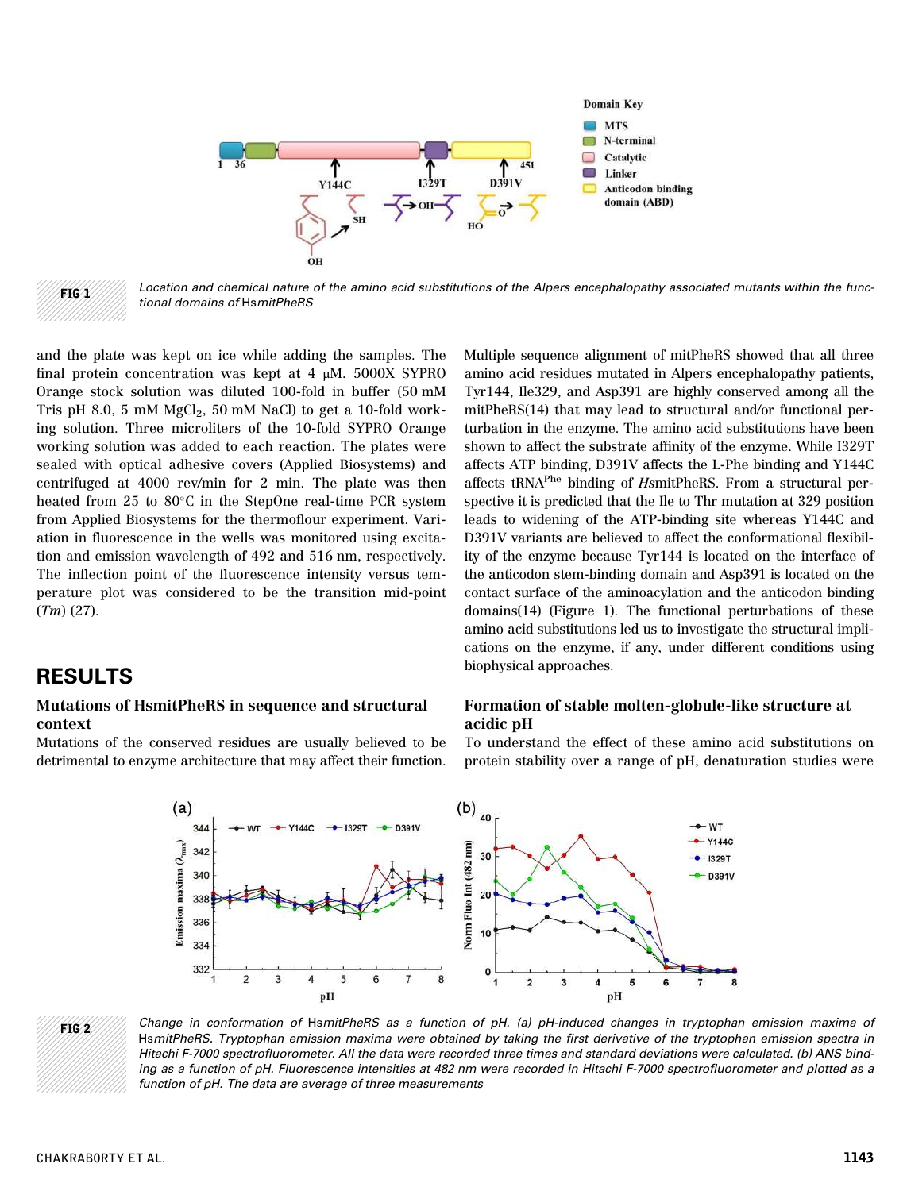FIG 1 Location and chemical nature of the amino acid substitutions of the Alpers encephalopathy associated mutants within the functional domains of HsmitPheRS

and the plate was kept on ice while adding the samples. The final protein concentration was kept at 4 μM. 5000X SYPRO Orange stock solution was diluted 100-fold in buffer (50 mM Tris pH 8.0, 5 mM $MgCl_2$, 50 mM NaCl) to get a 10-fold working solution. Three microliters of the 10-fold SYPRO Orange working solution was added to each reaction. The plates were sealed with optical adhesive covers (Applied Biosystems) and centrifuged at 4000 rev/min for 2 min. The plate was then heated from 25 to 80°C in the StepOne real-time PCR system from Applied Biosystems for the thermoflour experiment. Variation in fluorescence in the wells was monitored using excitation and emission wavelength of 492 and 516 nm, respectively. The inflection point of the fluorescence intensity versus temperature plot was considered to be the transition mid-point ($Tm$) (27).

## RESULTS

### Mutations of HsmitPheRS in sequence and structural context

Mutations of the conserved residues are usually believed to be detrimental to enzyme architecture that may affect their function. Multiple sequence alignment of mitPheRS showed that all three amino acid residues mutated in Alpers encephalopathy patients, Tyr144, Ile329, and Asp391 are highly conserved among all the mitPheRS(14) that may lead to structural and/or functional perturbation in the enzyme. The amino acid substitutions have been shown to affect the substrate affinity of the enzyme. While I329T affects ATP binding, D391V affects the L-Phe binding and Y144C affects $tRNA^{Phe}$ binding of *Hs*mitPheRS. From a structural perspective it is predicted that the Ile to Thr mutation at 329 position leads to widening of the ATP-binding site whereas Y144C and D391V variants are believed to affect the conformational flexibility of the enzyme because Tyr144 is located on the interface of the anticodon stem-binding domain and Asp391 is located on the contact surface of the aminoacylation and the anticodon binding domains(14) (Figure 1). The functional perturbations of these amino acid substitutions led us to investigate the structural implications on the enzyme, if any, under different conditions using biophysical approaches.

### Formation of stable molten-globule-like structure at acidic pH

To understand the effect of these amino acid substitutions on protein stability over a range of pH, denaturation studies were

FIG 2 Change in conformation of HsmitPheRS as a function of pH. (a) pH-induced changes in tryptophan emission maxima of HsmitPheRS. Tryptophan emission maxima were obtained by taking the first derivative of the tryptophan emission spectra in Hitachi F-7000 spectrofluorometer. All the data were recorded three times and standard deviations were calculated. (b) ANS binding as a function of pH. Fluorescence intensities at 482 nm were recorded in Hitachi F-7000 spectrofluorometer and plotted as a function of pH. The data are average of three measurements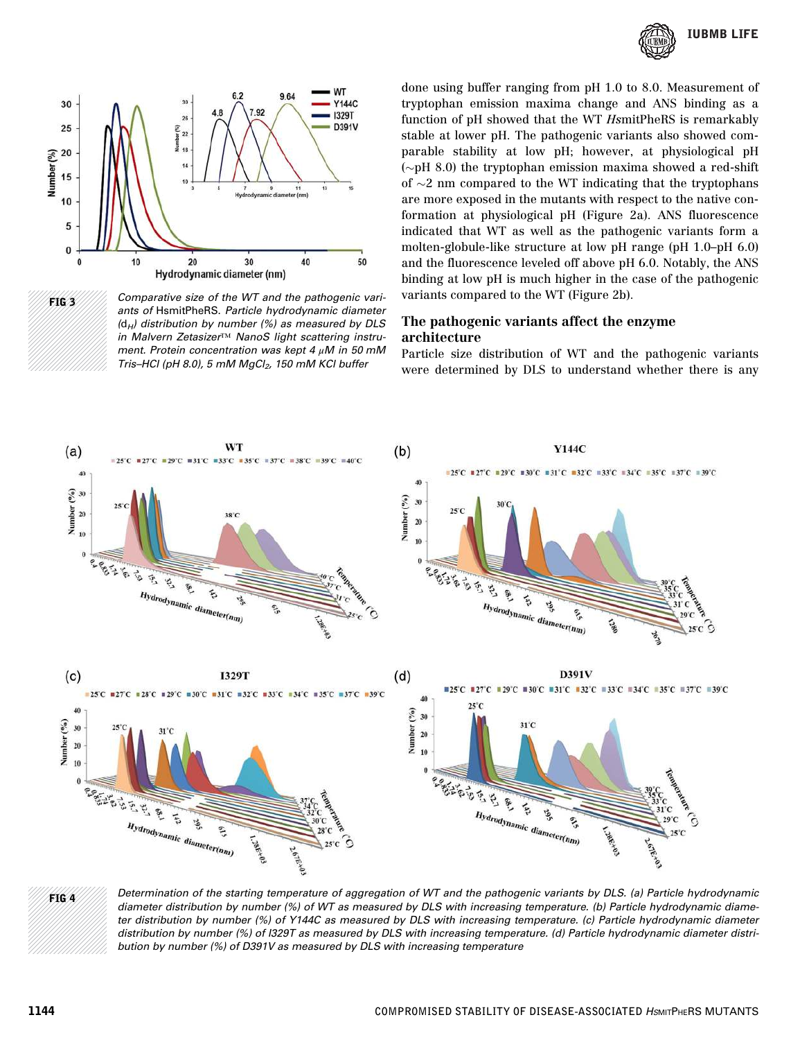FIG 3 Comparative size of the WT and the pathogenic variants of HsmitPheRS. Particle hydrodynamic diameter ($d_H$) distribution by number (%) as measured by DLS in Malvern Zetasizer™ NanoS light scattering instrument. Protein concentration was kept 4 μM in 50 mM Tris–HCl (pH 8.0), 5 mM $MgCl_2$, 150 mM KCl buffer

done using buffer ranging from pH 1.0 to 8.0. Measurement of tryptophan emission maxima change and ANS binding as a function of pH showed that the WT *Hs*mitPheRS is remarkably stable at lower pH. The pathogenic variants also showed comparable stability at low pH; however, at physiological pH (~pH 8.0) the tryptophan emission maxima showed a red-shift of ~2 nm compared to the WT indicating that the tryptophans are more exposed in the mutants with respect to the native conformation at physiological pH (Figure 2a). ANS fluorescence indicated that WT as well as the pathogenic variants form a molten-globule-like structure at low pH range (pH 1.0–pH 6.0) and the fluorescence leveled off above pH 6.0. Notably, the ANS binding at low pH is much higher in the case of the pathogenic variants compared to the WT (Figure 2b).

## The pathogenic variants affect the enzyme architecture

Particle size distribution of WT and the pathogenic variants were determined by DLS to understand whether there is any

FIG 4 Determination of the starting temperature of aggregation of WT and the pathogenic variants by DLS. (a) Particle hydrodynamic diameter distribution by number (%) of WT as measured by DLS with increasing temperature. (b) Particle hydrodynamic diameter distribution by number (%) of Y144C as measured by DLS with increasing temperature. (c) Particle hydrodynamic diameter distribution by number (%) of I329T as measured by DLS with increasing temperature. (d) Particle hydrodynamic diameter distribution by number (%) of D391V as measured by DLS with increasing temperature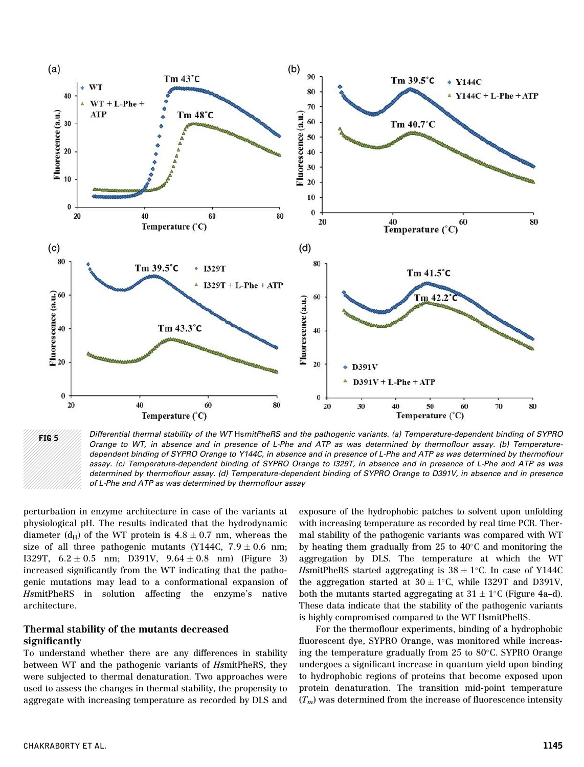FIG 5 Differential thermal stability of the WT *Hs*mitPheRS and the pathogenic variants. (a) Temperature-dependent binding of SYPRO Orange to WT, in absence and in presence of L-Phe and ATP as was determined by thermoflour assay. (b) Temperature-dependent binding of SYPRO Orange to Y144C, in absence and in presence of L-Phe and ATP as was determined by thermoflour assay. (c) Temperature-dependent binding of SYPRO Orange to I329T, in absence and in presence of L-Phe and ATP as was determined by thermoflour assay. (d) Temperature-dependent binding of SYPRO Orange to D391V, in absence and in presence of L-Phe and ATP as was determined by thermoflour assay

perturbation in enzyme architecture in case of the variants at physiological pH. The results indicated that the hydrodynamic diameter ($d_H$) of the WT protein is 4.8 ± 0.7 nm, whereas the size of all three pathogenic mutants (Y144C, 7.9 ± 0.6 nm; I329T, 6.2 ± 0.5 nm; D391V, 9.64 ± 0.8 nm) (Figure 3) increased significantly from the WT indicating that the pathogenic mutations may lead to a conformational expansion of *Hs*mitPheRS in solution affecting the enzyme's native architecture.

## Thermal stability of the mutants decreased significantly

To understand whether there are any differences in stability between WT and the pathogenic variants of *Hs*mitPheRS, they were subjected to thermal denaturation. Two approaches were used to assess the changes in thermal stability, the propensity to aggregate with increasing temperature as recorded by DLS and exposure of the hydrophobic patches to solvent upon unfolding with increasing temperature as recorded by real time PCR. Thermal stability of the pathogenic variants was compared with WT by heating them gradually from 25 to 40°C and monitoring the aggregation by DLS. The temperature at which the WT *Hs*mitPheRS started aggregating is 38 ± 1°C. In case of Y144C the aggregation started at 30 ± 1°C, while I329T and D391V, both the mutants started aggregating at 31 ± 1°C (Figure 4a–d). These data indicate that the stability of the pathogenic variants is highly compromised compared to the WT HsmitPheRS.

For the thermoflour experiments, binding of a hydrophobic fluorescent dye, SYPRO Orange, was monitored while increasing the temperature gradually from 25 to 80°C. SYPRO Orange undergoes a significant increase in quantum yield upon binding to hydrophobic regions of proteins that become exposed upon protein denaturation. The transition mid-point temperature ($T_m$) was determined from the increase of fluorescence intensity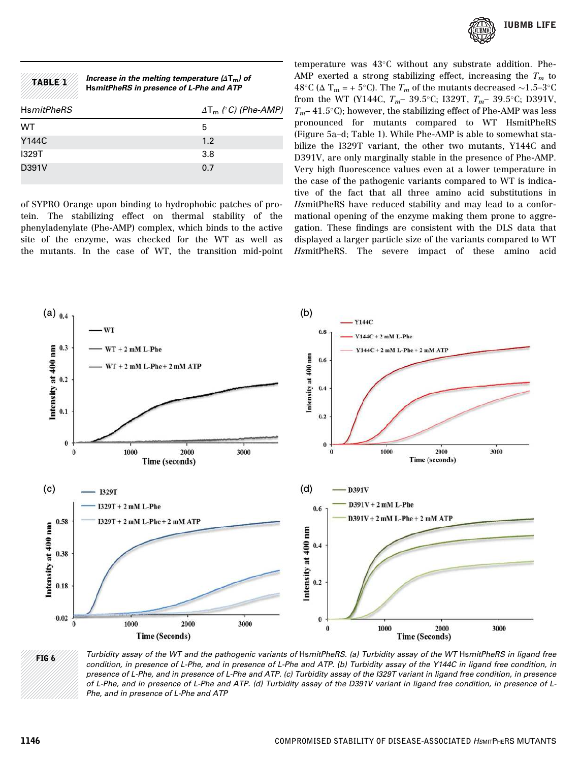**TABLE 1** *Increase in the melting temperature ($\Delta T_m$) of HsmitPheRS in presence of L-Phe and ATP*

| *HsmitPheRS* | $\Delta T_m$ (°C) (Phe-AMP) |
|---|---|
| WT | 5 |
| Y144C | 1.2 |
| I329T | 3.8 |
| D391V | 0.7 |

of SYPRO Orange upon binding to hydrophobic patches of protein. The stabilizing effect on thermal stability of the phenyladenylate (Phe-AMP) complex, which binds to the active site of the enzyme, was checked for the WT as well as the mutants. In the case of WT, the transition mid-point temperature was 43°C without any substrate addition. Phe-AMP exerted a strong stabilizing effect, increasing the $T_m$ to 48°C ($\Delta T_m$ = + 5°C). The $T_m$ of the mutants decreased ~1.5–3°C from the WT (Y144C, $T_m$– 39.5°C; I329T, $T_m$– 39.5°C; D391V, $T_m$– 41.5°C); however, the stabilizing effect of Phe-AMP was less pronounced for mutants compared to WT HsmitPheRS (Figure 5a–d; Table 1). While Phe-AMP is able to somewhat stabilize the I329T variant, the other two mutants, Y144C and D391V, are only marginally stable in the presence of Phe-AMP. Very high fluorescence values even at a lower temperature in the case of the pathogenic variants compared to WT is indicative of the fact that all three amino acid substitutions in *Hs*mitPheRS have reduced stability and may lead to a conformational opening of the enzyme making them prone to aggregation. These findings are consistent with the DLS data that displayed a larger particle size of the variants compared to WT *Hs*mitPheRS. The severe impact of these amino acid

**FIG 6** *Turbidity assay of the WT and the pathogenic variants of* HsmitPheRS. *(a) Turbidity assay of the WT* HsmitPheRS *in ligand free condition, in presence of L-Phe, and in presence of L-Phe and ATP. (b) Turbidity assay of the Y144C in ligand free condition, in presence of L-Phe, and in presence of L-Phe and ATP. (c) Turbidity assay of the I329T variant in ligand free condition, in presence of L-Phe, and in presence of L-Phe and ATP. (d) Turbidity assay of the D391V variant in ligand free condition, in presence of L-Phe, and in presence of L-Phe and ATP*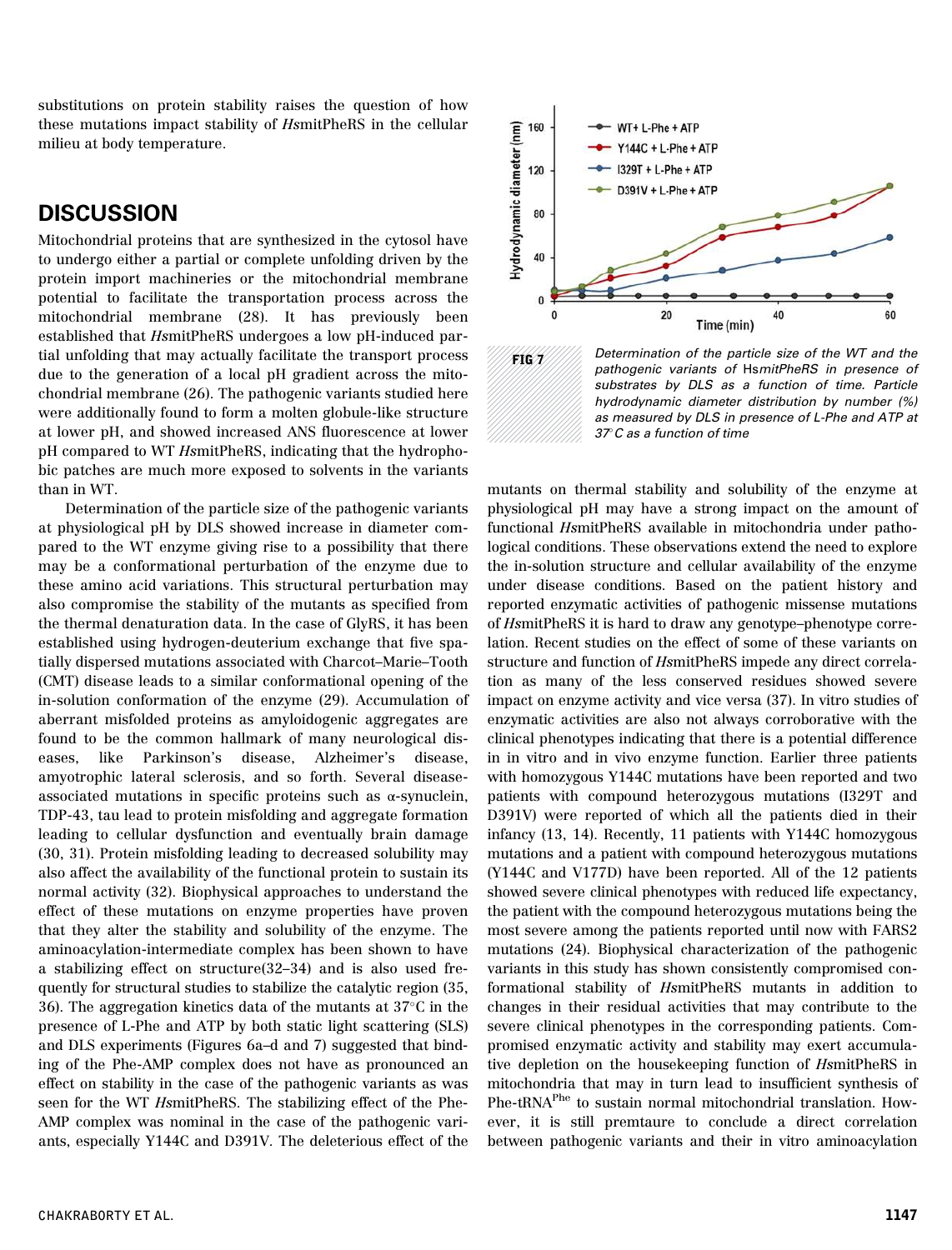substitutions on protein stability raises the question of how these mutations impact stability of *Hs*mitPheRS in the cellular milieu at body temperature.

## DISCUSSION

Mitochondrial proteins that are synthesized in the cytosol have to undergo either a partial or complete unfolding driven by the protein import machineries or the mitochondrial membrane potential to facilitate the transportation process across the mitochondrial membrane (28). It has previously been established that *Hs*mitPheRS undergoes a low pH-induced partial unfolding that may actually facilitate the transport process due to the generation of a local pH gradient across the mitochondrial membrane (26). The pathogenic variants studied here were additionally found to form a molten globule-like structure at lower pH, and showed increased ANS fluorescence at lower pH compared to WT *Hs*mitPheRS, indicating that the hydrophobic patches are much more exposed to solvents in the variants than in WT.

Determination of the particle size of the pathogenic variants at physiological pH by DLS showed increase in diameter compared to the WT enzyme giving rise to a possibility that there may be a conformational perturbation of the enzyme due to these amino acid variations. This structural perturbation may also compromise the stability of the mutants as specified from the thermal denaturation data. In the case of GlyRS, it has been established using hydrogen-deuterium exchange that five spatially dispersed mutations associated with Charcot–Marie–Tooth (CMT) disease leads to a similar conformational opening of the in-solution conformation of the enzyme (29). Accumulation of aberrant misfolded proteins as amyloidogenic aggregates are found to be the common hallmark of many neurological diseases, like Parkinson's disease, Alzheimer's disease, amyotrophic lateral sclerosis, and so forth. Several disease-associated mutations in specific proteins such as α-synuclein, TDP-43, tau lead to protein misfolding and aggregate formation leading to cellular dysfunction and eventually brain damage (30, 31). Protein misfolding leading to decreased solubility may also affect the availability of the functional protein to sustain its normal activity (32). Biophysical approaches to understand the effect of these mutations on enzyme properties have proven that they alter the stability and solubility of the enzyme. The aminoacylation-intermediate complex has been shown to have a stabilizing effect on structure(32–34) and is also used frequently for structural studies to stabilize the catalytic region (35, 36). The aggregation kinetics data of the mutants at 37°C in the presence of L-Phe and ATP by both static light scattering (SLS) and DLS experiments (Figures 6a–d and 7) suggested that binding of the Phe-AMP complex does not have as pronounced an effect on stability in the case of the pathogenic variants as was seen for the WT *Hs*mitPheRS. The stabilizing effect of the Phe-AMP complex was nominal in the case of the pathogenic variants, especially Y144C and D391V. The deleterious effect of the mutants on thermal stability and solubility of the enzyme at physiological pH may have a strong impact on the amount of functional *Hs*mitPheRS available in mitochondria under pathological conditions. These observations extend the need to explore the in-solution structure and cellular availability of the enzyme under disease conditions. Based on the patient history and reported enzymatic activities of pathogenic missense mutations of *Hs*mitPheRS it is hard to draw any genotype–phenotype correlation. Recent studies on the effect of some of these variants on structure and function of *Hs*mitPheRS impede any direct correlation as many of the less conserved residues showed severe impact on enzyme activity and vice versa (37). In vitro studies of enzymatic activities are also not always corroborative with the clinical phenotypes indicating that there is a potential difference in in vitro and in vivo enzyme function. Earlier three patients with homozygous Y144C mutations have been reported and two patients with compound heterozygous mutations (I329T and D391V) were reported of which all the patients died in their infancy (13, 14). Recently, 11 patients with Y144C homozygous mutations and a patient with compound heterozygous mutations (Y144C and V177D) have been reported. All of the 12 patients showed severe clinical phenotypes with reduced life expectancy, the patient with the compound heterozygous mutations being the most severe among the patients reported until now with FARS2 mutations (24). Biophysical characterization of the pathogenic variants in this study has shown consistently compromised conformational stability of *Hs*mitPheRS mutants in addition to changes in their residual activities that may contribute to the severe clinical phenotypes in the corresponding patients. Compromised enzymatic activity and stability may exert accumulative depletion on the housekeeping function of *Hs*mitPheRS in mitochondria that may in turn lead to insufficient synthesis of Phe-tRNA$^{Phe}$ to sustain normal mitochondrial translation. However, it is still premtaure to conclude a direct correlation between pathogenic variants and their in vitro aminoacylation

**FIG 7** Determination of the particle size of the WT and the pathogenic variants of *Hs*mitPheRS in presence of substrates by DLS as a function of time. Particle hydrodynamic diameter distribution by number (%) as measured by DLS in presence of L-Phe and ATP at 37°C as a function of time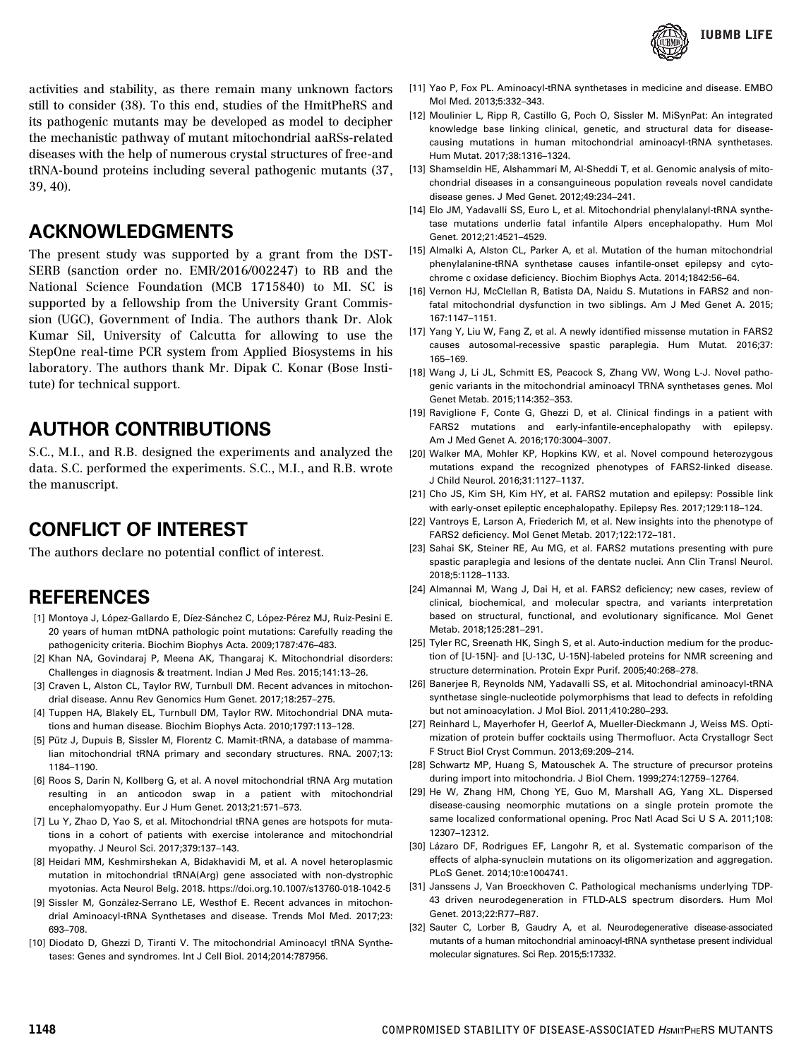activities and stability, as there remain many unknown factors still to consider (38). To this end, studies of the HmitPheRS and its pathogenic mutants may be developed as model to decipher the mechanistic pathway of mutant mitochondrial aaRSs-related diseases with the help of numerous crystal structures of free-and tRNA-bound proteins including several pathogenic mutants (37, 39, 40).

## ACKNOWLEDGMENTS

The present study was supported by a grant from the DST-SERB (sanction order no. EMR/2016/002247) to RB and the National Science Foundation (MCB 1715840) to MI. SC is supported by a fellowship from the University Grant Commission (UGC), Government of India. The authors thank Dr. Alok Kumar Sil, University of Calcutta for allowing to use the StepOne real-time PCR system from Applied Biosystems in his laboratory. The authors thank Mr. Dipak C. Konar (Bose Institute) for technical support.

## AUTHOR CONTRIBUTIONS

S.C., M.I., and R.B. designed the experiments and analyzed the data. S.C. performed the experiments. S.C., M.I., and R.B. wrote the manuscript.

## CONFLICT OF INTEREST

The authors declare no potential conflict of interest.

## REFERENCES

[1] Montoya J, López-Gallardo E, Díez-Sánchez C, López-Pérez MJ, Ruiz-Pesini E. 20 years of human mtDNA pathologic point mutations: Carefully reading the pathogenicity criteria. Biochim Biophys Acta. 2009;1787:476–483.

[2] Khan NA, Govindaraj P, Meena AK, Thangaraj K. Mitochondrial disorders: Challenges in diagnosis & treatment. Indian J Med Res. 2015;141:13–26.

[3] Craven L, Alston CL, Taylor RW, Turnbull DM. Recent advances in mitochondrial disease. Annu Rev Genomics Hum Genet. 2017;18:257–275.

[4] Tuppen HA, Blakely EL, Turnbull DM, Taylor RW. Mitochondrial DNA mutations and human disease. Biochim Biophys Acta. 2010;1797:113–128.

[5] Pütz J, Dupuis B, Sissler M, Florentz C. Mamit-tRNA, a database of mammalian mitochondrial tRNA primary and secondary structures. RNA. 2007;13: 1184–1190.

[6] Roos S, Darin N, Kollberg G, et al. A novel mitochondrial tRNA Arg mutation resulting in an anticodon swap in a patient with mitochondrial encephalomyopathy. Eur J Hum Genet. 2013;21:571–573.

[7] Lu Y, Zhao D, Yao S, et al. Mitochondrial tRNA genes are hotspots for mutations in a cohort of patients with exercise intolerance and mitochondrial myopathy. J Neurol Sci. 2017;379:137–143.

[8] Heidari MM, Keshmirshekan A, Bidakhavidi M, et al. A novel heteroplasmic mutation in mitochondrial tRNA(Arg) gene associated with non-dystrophic myotonias. Acta Neurol Belg. 2018. https://doi.org.10.1007/s13760-018-1042-5

[9] Sissler M, González-Serrano LE, Westhof E. Recent advances in mitochondrial Aminoacyl-tRNA Synthetases and disease. Trends Mol Med. 2017;23: 693–708.

[10] Diodato D, Ghezzi D, Tiranti V. The mitochondrial Aminoacyl tRNA Synthetases: Genes and syndromes. Int J Cell Biol. 2014;2014:787956.

[11] Yao P, Fox PL. Aminoacyl-tRNA synthetases in medicine and disease. EMBO Mol Med. 2013;5:332–343.

[12] Moulinier L, Ripp R, Castillo G, Poch O, Sissler M. MiSynPat: An integrated knowledge base linking clinical, genetic, and structural data for disease-causing mutations in human mitochondrial aminoacyl-tRNA synthetases. Hum Mutat. 2017;38:1316–1324.

[13] Shamseldin HE, Alshammari M, Al-Sheddi T, et al. Genomic analysis of mitochondrial diseases in a consanguineous population reveals novel candidate disease genes. J Med Genet. 2012;49:234–241.

[14] Elo JM, Yadavalli SS, Euro L, et al. Mitochondrial phenylalanyl-tRNA synthetase mutations underlie fatal infantile Alpers encephalopathy. Hum Mol Genet. 2012;21:4521–4529.

[15] Almalki A, Alston CL, Parker A, et al. Mutation of the human mitochondrial phenylalanine-tRNA synthetase causes infantile-onset epilepsy and cytochrome c oxidase deficiency. Biochim Biophys Acta. 2014;1842:56–64.

[16] Vernon HJ, McClellan R, Batista DA, Naidu S. Mutations in FARS2 and non-fatal mitochondrial dysfunction in two siblings. Am J Med Genet A. 2015; 167:1147–1151.

[17] Yang Y, Liu W, Fang Z, et al. A newly identified missense mutation in FARS2 causes autosomal-recessive spastic paraplegia. Hum Mutat. 2016;37: 165–169.

[18] Wang J, Li JL, Schmitt ES, Peacock S, Zhang VW, Wong L-J. Novel pathogenic variants in the mitochondrial aminoacyl TRNA synthetases genes. Mol Genet Metab. 2015;114:352–353.

[19] Raviglione F, Conte G, Ghezzi D, et al. Clinical findings in a patient with FARS2 mutations and early-infantile-encephalopathy with epilepsy. Am J Med Genet A. 2016;170:3004–3007.

[20] Walker MA, Mohler KP, Hopkins KW, et al. Novel compound heterozygous mutations expand the recognized phenotypes of FARS2-linked disease. J Child Neurol. 2016;31:1127–1137.

[21] Cho JS, Kim SH, Kim HY, et al. FARS2 mutation and epilepsy: Possible link with early-onset epileptic encephalopathy. Epilepsy Res. 2017;129:118–124.

[22] Vantroys E, Larson A, Friederich M, et al. New insights into the phenotype of FARS2 deficiency. Mol Genet Metab. 2017;122:172–181.

[23] Sahai SK, Steiner RE, Au MG, et al. FARS2 mutations presenting with pure spastic paraplegia and lesions of the dentate nuclei. Ann Clin Transl Neurol. 2018;5:1128–1133.

[24] Almannai M, Wang J, Dai H, et al. FARS2 deficiency; new cases, review of clinical, biochemical, and molecular spectra, and variants interpretation based on structural, functional, and evolutionary significance. Mol Genet Metab. 2018;125:281–291.

[25] Tyler RC, Sreenath HK, Singh S, et al. Auto-induction medium for the production of [U-15N]- and [U-13C, U-15N]-labeled proteins for NMR screening and structure determination. Protein Expr Purif. 2005;40:268–278.

[26] Banerjee R, Reynolds NM, Yadavalli SS, et al. Mitochondrial aminoacyl-tRNA synthetase single-nucleotide polymorphisms that lead to defects in refolding but not aminoacylation. J Mol Biol. 2011;410:280–293.

[27] Reinhard L, Mayerhofer H, Geerlof A, Mueller-Dieckmann J, Weiss MS. Optimization of protein buffer cocktails using Thermofluor. Acta Crystallogr Sect F Struct Biol Cryst Commun. 2013;69:209–214.

[28] Schwartz MP, Huang S, Matouschek A. The structure of precursor proteins during import into mitochondria. J Biol Chem. 1999;274:12759–12764.

[29] He W, Zhang HM, Chong YE, Guo M, Marshall AG, Yang XL. Dispersed disease-causing neomorphic mutations on a single protein promote the same localized conformational opening. Proc Natl Acad Sci U S A. 2011;108: 12307–12312.

[30] Lázaro DF, Rodrigues EF, Langohr R, et al. Systematic comparison of the effects of alpha-synuclein mutations on its oligomerization and aggregation. PLoS Genet. 2014;10:e1004741.

[31] Janssens J, Van Broeckhoven C. Pathological mechanisms underlying TDP-43 driven neurodegeneration in FTLD-ALS spectrum disorders. Hum Mol Genet. 2013;22:R77–R87.

[32] Sauter C, Lorber B, Gaudry A, et al. Neurodegenerative disease-associated mutants of a human mitochondrial aminoacyl-tRNA synthetase present individual molecular signatures. Sci Rep. 2015;5:17332.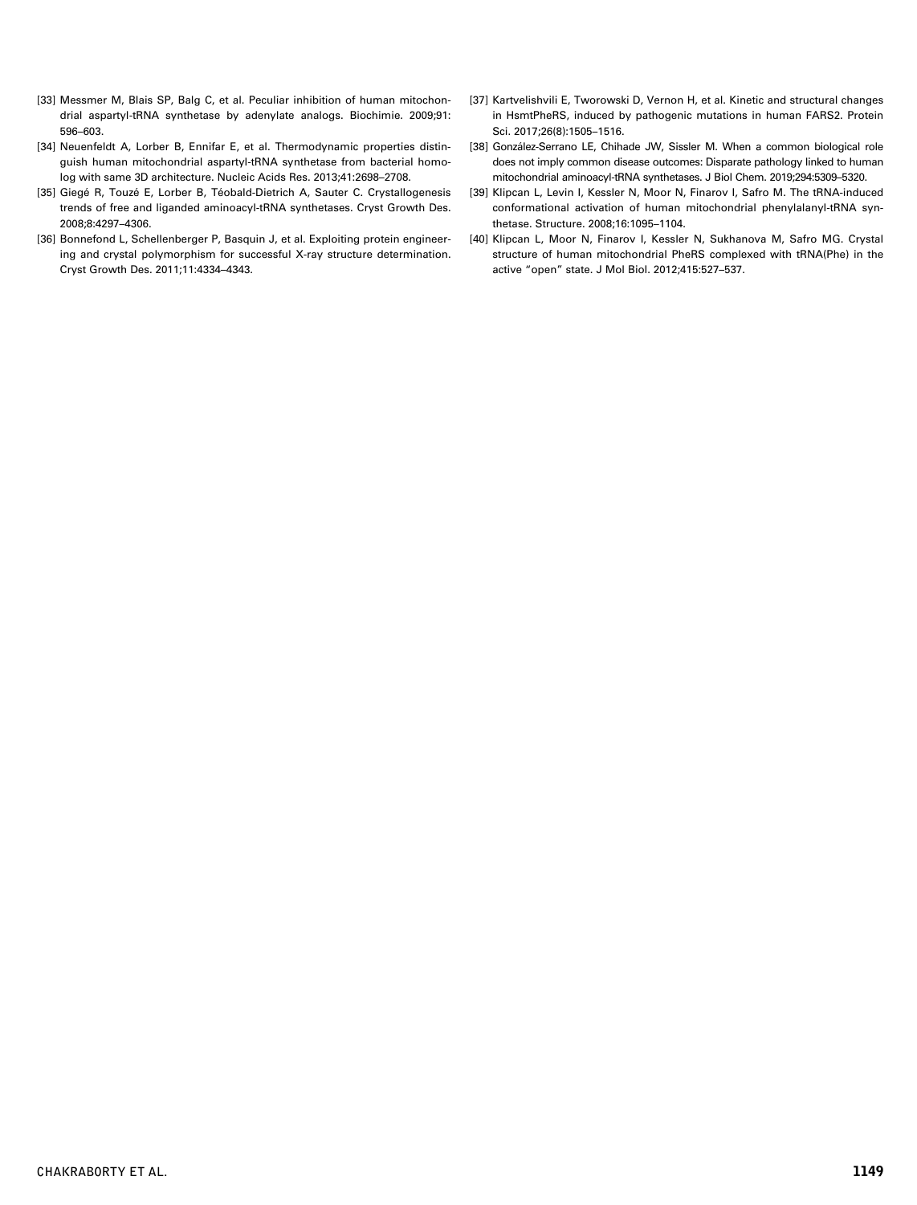[33] Messmer M, Blais SP, Balg C, et al. Peculiar inhibition of human mitochondrial aspartyl-tRNA synthetase by adenylate analogs. Biochimie. 2009;91: 596–603.

[34] Neuenfeldt A, Lorber B, Ennifar E, et al. Thermodynamic properties distinguish human mitochondrial aspartyl-tRNA synthetase from bacterial homolog with same 3D architecture. Nucleic Acids Res. 2013;41:2698–2708.

[35] Giegé R, Touzé E, Lorber B, Téobald-Dietrich A, Sauter C. Crystallogenesis trends of free and liganded aminoacyl-tRNA synthetases. Cryst Growth Des. 2008;8:4297–4306.

[36] Bonnefond L, Schellenberger P, Basquin J, et al. Exploiting protein engineering and crystal polymorphism for successful X-ray structure determination. Cryst Growth Des. 2011;11:4334–4343.

[37] Kartvelishvili E, Tworowski D, Vernon H, et al. Kinetic and structural changes in HsmtPheRS, induced by pathogenic mutations in human FARS2. Protein Sci. 2017;26(8):1505–1516.

[38] González-Serrano LE, Chihade JW, Sissler M. When a common biological role does not imply common disease outcomes: Disparate pathology linked to human mitochondrial aminoacyl-tRNA synthetases. J Biol Chem. 2019;294:5309–5320.

[39] Klipcan L, Levin I, Kessler N, Moor N, Finarov I, Safro M. The tRNA-induced conformational activation of human mitochondrial phenylalanyl-tRNA synthetase. Structure. 2008;16:1095–1104.

[40] Klipcan L, Moor N, Finarov I, Kessler N, Sukhanova M, Safro MG. Crystal structure of human mitochondrial PheRS complexed with tRNA(Phe) in the active "open" state. J Mol Biol. 2012;415:527–537.